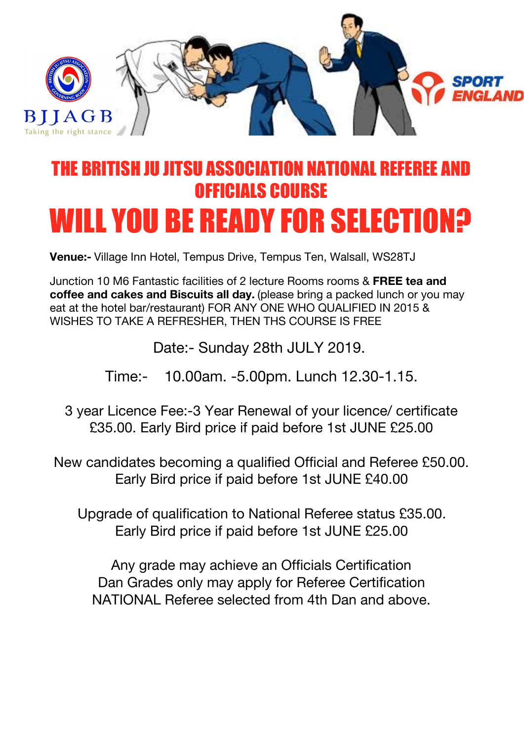BJJAGB

Taking the right stance

SPORT ENGLAND

# THE BRITISH JU JITSU ASSOCIATION NATIONAL REFEREE AND OFFICIALS COURSE

# WILL YOU BE READY FOR SELECTION?

**Venue:-** Village Inn Hotel, Tempus Drive, Tempus Ten, Walsall, WS28TJ

Junction 10 M6 Fantastic facilities of 2 lecture Rooms rooms & **FREE tea and coffee and cakes and Biscuits all day.** (please bring a packed lunch or you may eat at the hotel bar/restaurant) FOR ANY ONE WHO QUALIFIED IN 2015 & WISHES TO TAKE A REFRESHER, THEN THS COURSE IS FREE

Date:- Sunday 28th JULY 2019.

Time:- 10.00am. -5.00pm. Lunch 12.30-1.15.

3 year Licence Fee:-3 Year Renewal of your licence/ certificate £35.00. Early Bird price if paid before 1st JUNE £25.00

New candidates becoming a qualified Official and Referee £50.00. Early Bird price if paid before 1st JUNE £40.00

Upgrade of qualification to National Referee status £35.00. Early Bird price if paid before 1st JUNE £25.00

Any grade may achieve an Officials Certification
Dan Grades only may apply for Referee Certification
NATIONAL Referee selected from 4th Dan and above.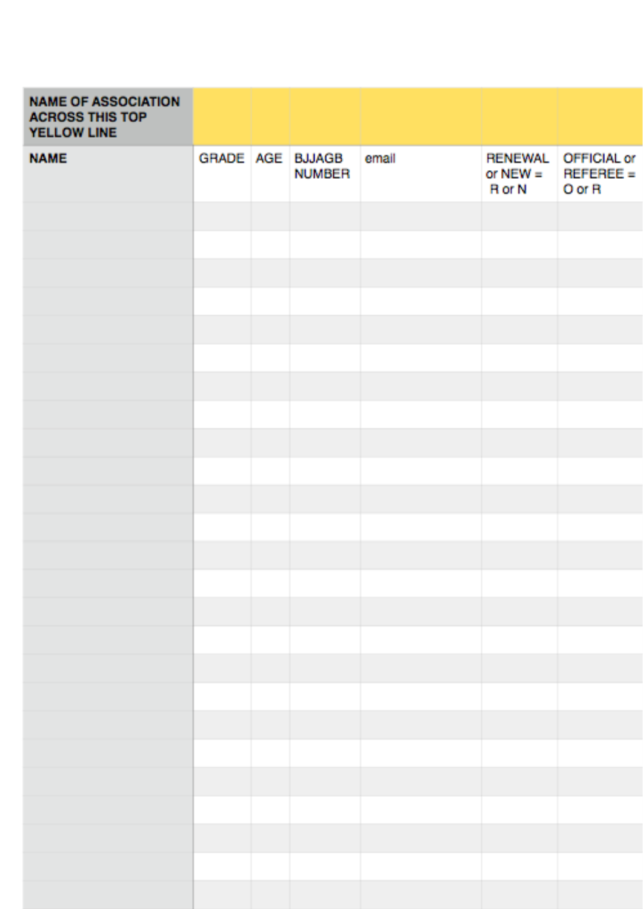| NAME OF ASSOCIATION ACROSS THIS TOP YELLOW LINE | | | | | | |
|---|---|---|---|---|---|---|
| **NAME** | GRADE | AGE | BJJAGB NUMBER | email | RENEWAL or NEW = R or N | OFFICIAL or REFEREE = O or R |
| | | | | | | |
| | | | | | | |
| | | | | | | |
| | | | | | | |
| | | | | | | |
| | | | | | | |
| | | | | | | |
| | | | | | | |
| | | | | | | |
| | | | | | | |
| | | | | | | |
| | | | | | | |
| | | | | | | |
| | | | | | | |
| | | | | | | |
| | | | | | | |
| | | | | | | |
| | | | | | | |
| | | | | | | |
| | | | | | | |
| | | | | | | |
| | | | | | | |
| | | | | | | |
| | | | | | | |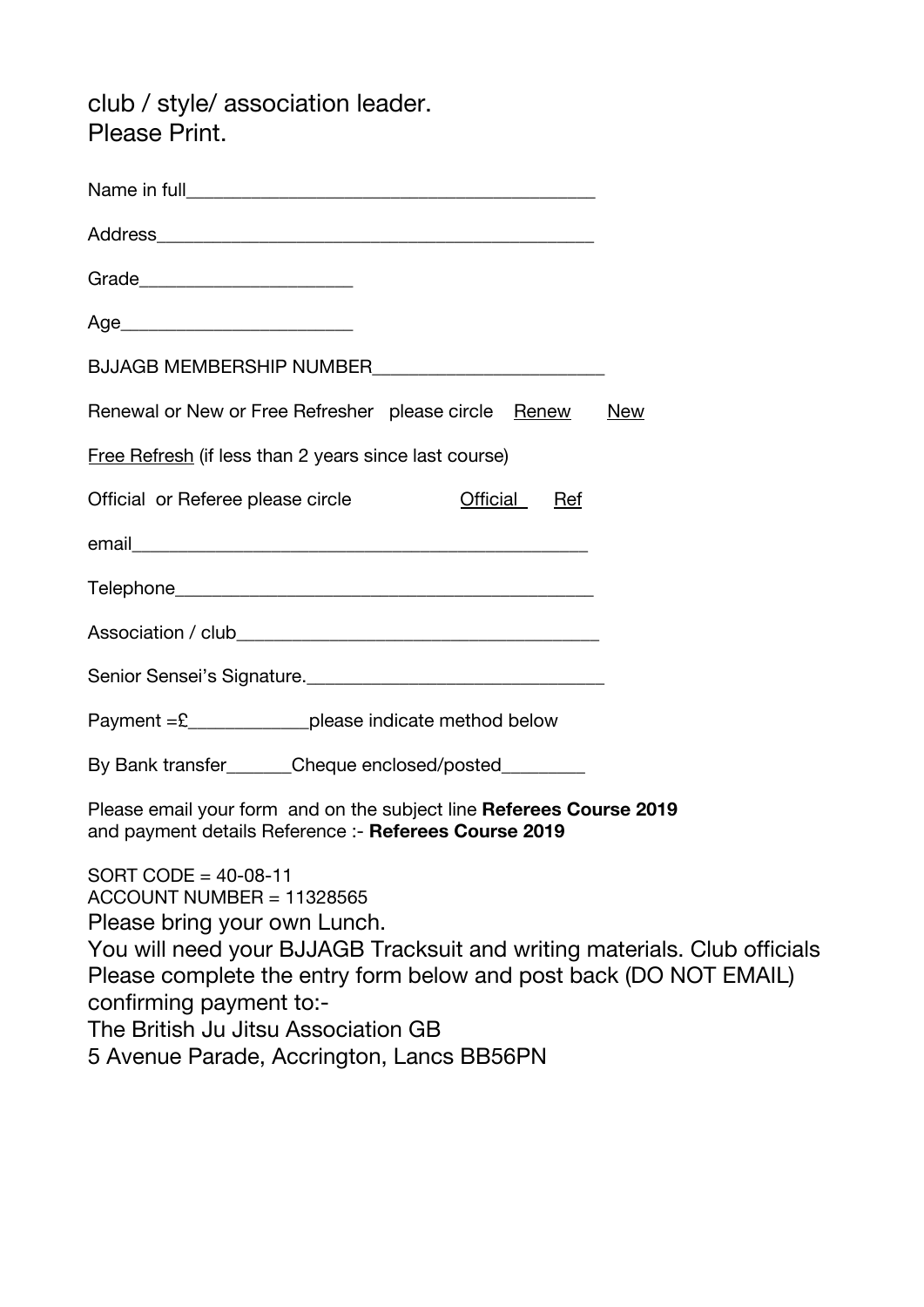club / style/ association leader.
Please Print.

Name in full___________________________________________

Address______________________________________________

Grade______________________

Age________________________

BJJAGB MEMBERSHIP NUMBER________________________

Renewal or New or Free Refresher please circle <u>Renew</u> <u>New</u>

<u>Free Refresh</u> (if less than 2 years since last course)

Official or Referee please circle <u>Official</u> <u>Ref</u>

email_______________________________________________

Telephone____________________________________________

Association / club______________________________________

Senior Sensei's Signature.______________________________

Payment =£____________please indicate method below

By Bank transfer_______Cheque enclosed/posted_________

Please email your form and on the subject line **Referees Course 2019**
and payment details Reference :- **Referees Course 2019**

SORT CODE = 40-08-11
ACCOUNT NUMBER = 11328565
Please bring your own Lunch.
You will need your BJJAGB Tracksuit and writing materials. Club officials Please complete the entry form below and post back (DO NOT EMAIL) confirming payment to:-
The British Ju Jitsu Association GB
5 Avenue Parade, Accrington, Lancs BB56PN